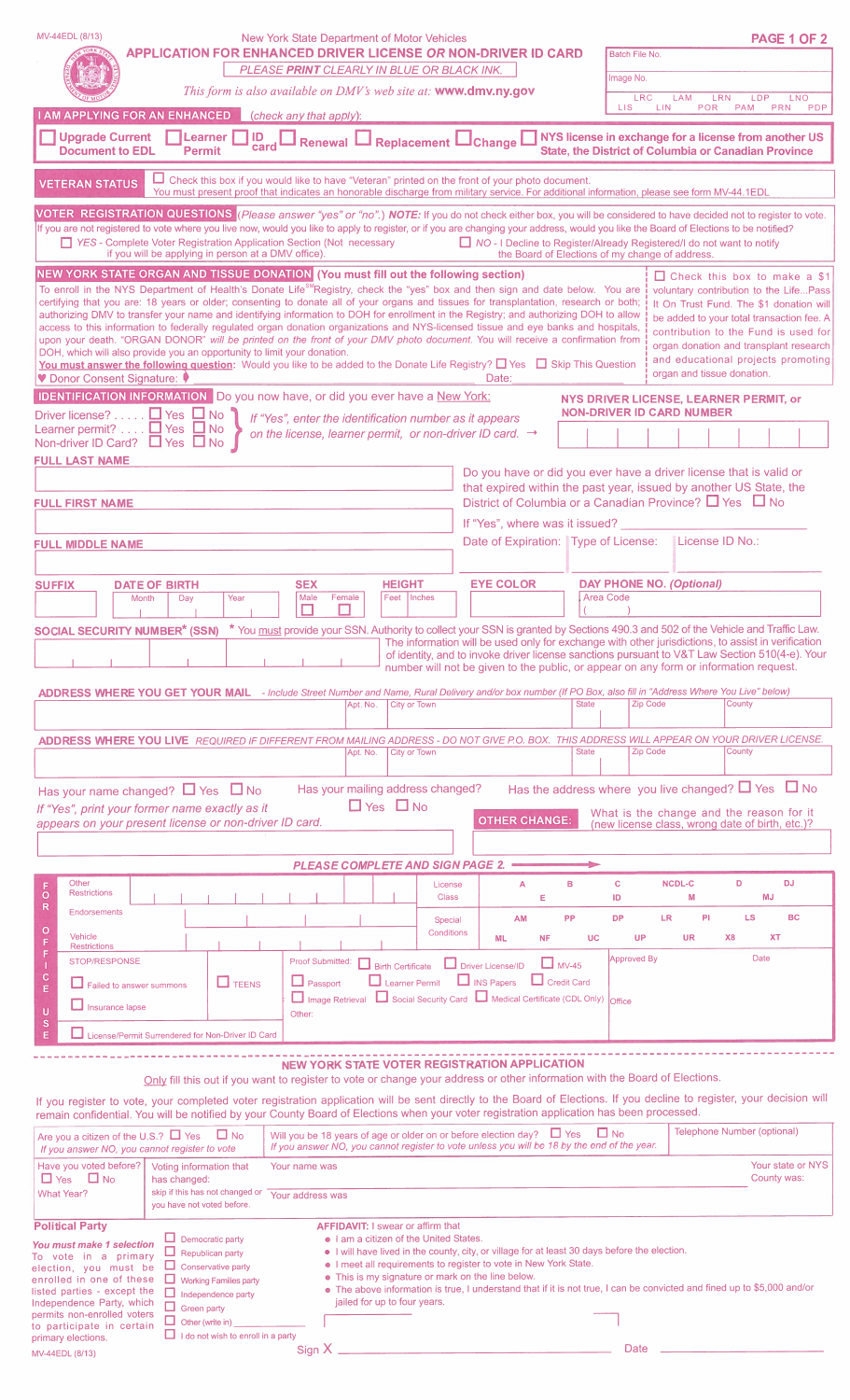MV-44EDL (8/13)

New York State Department of Motor Vehicles

# APPLICATION FOR ENHANCED DRIVER LICENSE OR NON-DRIVER ID CARD

PLEASE PRINT CLEARLY IN BLUE OR BLACK INK.

*This form is also available on DMV's web site at:* **www.dmv.ny.gov**

Batch File No.

Image No.

LRC LAM LRN LDP LNO
LIS LIN POR PAM PRN PDP

**I AM APPLYING FOR AN ENHANCED** (check any that apply):

☐ Upgrade Current Document to EDL ☐ Learner Permit ☐ ID card ☐ Renewal ☐ Replacement ☐ Change ☐ NYS license in exchange for a license from another US State, the District of Columbia or Canadian Province

**VETERAN STATUS** ☐ Check this box if you would like to have "Veteran" printed on the front of your photo document. You must present proof that indicates an honorable discharge from military service. For additional information, please see form MV-44.1EDL

**VOTER REGISTRATION QUESTIONS** (Please answer "yes" or "no".) **NOTE:** If you do not check either box, you will be considered to have decided not to register to vote. If you are not registered to vote where you live now, would you like to apply to register, or if you are changing your address, would you like the Board of Elections to be notified?

☐ YES - Complete Voter Registration Application Section (Not necessary if you will be applying in person at a DMV office).

☐ NO - I Decline to Register/Already Registered/I do not want to notify the Board of Elections of my change of address.

**NEW YORK STATE ORGAN AND TISSUE DONATION** (You must fill out the following section)

To enroll in the NYS Department of Health's Donate Life℠ Registry, check the "yes" box and then sign and date below. You are certifying that you are: 18 years or older; consenting to donate all of your organs and tissues for transplantation, research or both; authorizing DMV to transfer your name and identifying information to DOH for enrollment in the Registry; and authorizing DOH to allow access to this information to federally regulated organ donation organizations and NYS-licensed tissue and eye banks and hospitals, upon your death. "ORGAN DONOR" *will be printed on the front of your DMV photo document.* You will receive a confirmation from DOH, which will also provide you an opportunity to limit your donation.

You must answer the following question: Would you like to be added to the Donate Life Registry? ☐ Yes ☐ Skip This Question

♥ Donor Consent Signature: ♥ Date:

☐ Check this box to make a $1 voluntary contribution to the Life...Pass It On Trust Fund. The $1 donation will be added to your total transaction fee. A contribution to the Fund is used for organ donation and transplant research and educational projects promoting organ and tissue donation.

**IDENTIFICATION INFORMATION** Do you now have, or did you ever have a New York:

Driver license? . . . . ☐ Yes ☐ No
Learner permit? . . . ☐ Yes ☐ No
Non-driver ID Card? ☐ Yes ☐ No

*If "Yes", enter the identification number as it appears on the license, learner permit, or non-driver ID card.* →

**NYS DRIVER LICENSE, LEARNER PERMIT, or NON-DRIVER ID CARD NUMBER**

**FULL LAST NAME**

**FULL FIRST NAME**

**FULL MIDDLE NAME**

Do you have or did you ever have a driver license that is valid or that expired within the past year, issued by another US State, the District of Columbia or a Canadian Province? ☐ Yes ☐ No

If "Yes", where was it issued? ____________

Date of Expiration: | Type of License: | License ID No.:

| SUFFIX | DATE OF BIRTH (Month / Day / Year) | SEX (Male ☐ / Female ☐) | HEIGHT (Feet / Inches) | EYE COLOR | DAY PHONE NO. (Optional) Area Code ( ) |
|---|---|---|---|---|---|
| | | | | | |

**SOCIAL SECURITY NUMBER\* (SSN)** \* You must provide your SSN. Authority to collect your SSN is granted by Sections 490.3 and 502 of the Vehicle and Traffic Law. The information will be used only for exchange with other jurisdictions, to assist in verification of identity, and to invoke driver license sanctions pursuant to V&T Law Section 510(4-e). Your number will not be given to the public, or appear on any form or information request.

**ADDRESS WHERE YOU GET YOUR MAIL** - *Include Street Number and Name, Rural Delivery and/or box number (If PO Box, also fill in "Address Where You Live" below)*

| Address | Apt. No. | City or Town | State | Zip Code | County |
|---|---|---|---|---|---|
| | | | | | |

**ADDRESS WHERE YOU LIVE** *REQUIRED IF DIFFERENT FROM MAILING ADDRESS - DO NOT GIVE P.O. BOX. THIS ADDRESS WILL APPEAR ON YOUR DRIVER LICENSE.*

| Address | Apt. No. | City or Town | State | Zip Code | County |
|---|---|---|---|---|---|
| | | | | | |

Has your name changed? ☐ Yes ☐ No
*If "Yes", print your former name exactly as it appears on your present license or non-driver ID card.*

Has your mailing address changed? ☐ Yes ☐ No

Has the address where you live changed? ☐ Yes ☐ No

**OTHER CHANGE:** What is the change and the reason for it (new license class, wrong date of birth, etc.)?

*PLEASE COMPLETE AND SIGN PAGE 2.* →

**FOR OFFICE USE**

Other Restrictions

Endorsements

Vehicle Restrictions

License Class: A B C NCDL-C D DJ E ID M MJ

Special Conditions: AM PP DP LR PI LS BC ML NF UC UP UR X8 XT

STOP/RESPONSE

☐ Failed to answer summons ☐ TEENS

☐ Insurance lapse

☐ License/Permit Surrendered for Non-Driver ID Card

Proof Submitted: ☐ Birth Certificate ☐ Driver License/ID ☐ MV-45 ☐ Passport ☐ Learner Permit ☐ INS Papers ☐ Credit Card ☐ Image Retrieval ☐ Social Security Card ☐ Medical Certificate (CDL Only)

Other:

Approved By | Date | Office

## NEW YORK STATE VOTER REGISTRATION APPLICATION

Only fill this out if you want to register to vote or change your address or other information with the Board of Elections.

If you register to vote, your completed voter registration application will be sent directly to the Board of Elections. If you decline to register, your decision will remain confidential. You will be notified by your County Board of Elections when your voter registration application has been processed.

Are you a citizen of the U.S.? ☐ Yes ☐ No
*If you answer NO, you cannot register to vote*

Will you be 18 years of age or older on or before election day? ☐ Yes ☐ No
*If you answer NO, you cannot register to vote unless you will be 18 by the end of the year.*

Telephone Number (optional)

Have you voted before? ☐ Yes ☐ No
What Year?

Voting information that has changed:
skip if this has not changed or you have not voted before.

Your name was

Your address was

Your state or NYS County was:

**Political Party**

***You must make 1 selection***

To vote in a primary election, you must be enrolled in one of these listed parties - except the Independence Party, which permits non-enrolled voters to participate in certain primary elections.

☐ Democratic party
☐ Republican party
☐ Conservative party
☐ Working Families party
☐ Independence party
☐ Green party
☐ Other (write in) ____________
☐ I do not wish to enroll in a party

**AFFIDAVIT:** I swear or affirm that

- I am a citizen of the United States.
- I will have lived in the county, city, or village for at least 30 days before the election.
- I meet all requirements to register to vote in New York State.
- This is my signature or mark on the line below.
- The above information is true, I understand that if it is not true, I can be convicted and fined up to $5,000 and/or jailed for up to four years.

Sign X ____________________ Date ____________

MV-44EDL (8/13)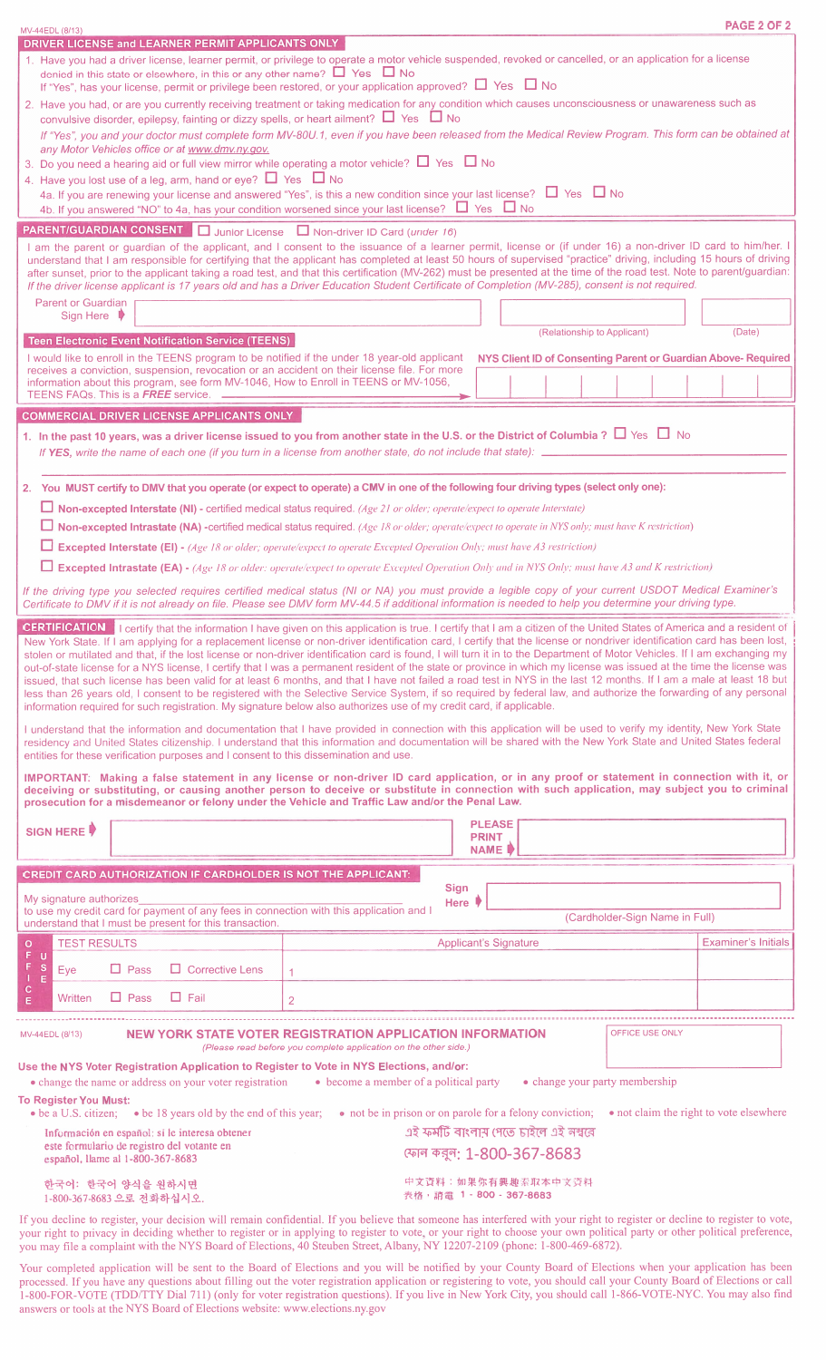MV-44EDL (8/13)

## DRIVER LICENSE and LEARNER PERMIT APPLICANTS ONLY

1. Have you had a driver license, learner permit, or privilege to operate a motor vehicle suspended, revoked or cancelled, or an application for a license denied in this state or elsewhere, in this or any other name? ☐ Yes ☐ No
   If "Yes", has your license, permit or privilege been restored, or your application approved? ☐ Yes ☐ No
2. Have you had, or are you currently receiving treatment or taking medication for any condition which causes unconsciousness or unawareness such as convulsive disorder, epilepsy, fainting or dizzy spells, or heart ailment? ☐ Yes ☐ No
   *If "Yes", you and your doctor must complete form MV-80U.1, even if you have been released from the Medical Review Program. This form can be obtained at any Motor Vehicles office or at www.dmv.ny.gov.*
3. Do you need a hearing aid or full view mirror while operating a motor vehicle? ☐ Yes ☐ No
4. Have you lost use of a leg, arm, hand or eye? ☐ Yes ☐ No
   4a. If you are renewing your license and answered "Yes", is this a new condition since your last license? ☐ Yes ☐ No
   4b. If you answered "NO" to 4a, has your condition worsened since your last license? ☐ Yes ☐ No

## PARENT/GUARDIAN CONSENT

☐ Junior License ☐ Non-driver ID Card (*under 16*)

I am the parent or guardian of the applicant, and I consent to the issuance of a learner permit, license or (if under 16) a non-driver ID card to him/her. I understand that I am responsible for certifying that the applicant has completed at least 50 hours of supervised "practice" driving, including 15 hours of driving after sunset, prior to the applicant taking a road test, and that this certification (MV-262) must be presented at the time of the road test. Note to parent/guardian: *If the driver license applicant is 17 years old and has a Driver Education Student Certificate of Completion (MV-285), consent is not required.*

Parent or Guardian Sign Here ➧ ____________________ (Relationship to Applicant) ____________ (Date) ________

## Teen Electronic Event Notification Service (TEENS)

I would like to enroll in the TEENS program to be notified if the under 18 year-old applicant receives a conviction, suspension, revocation or an accident on their license file. For more information about this program, see form MV-1046, How to Enroll in TEENS or MV-1056, TEENS FAQs. This is a ***FREE*** service.

**NYS Client ID of Consenting Parent or Guardian Above- Required**

## COMMERCIAL DRIVER LICENSE APPLICANTS ONLY

1. **In the past 10 years, was a driver license issued to you from another state in the U.S. or the District of Columbia?** ☐ Yes ☐ No
   *If **YES**, write the name of each one (if you turn in a license from another state, do not include that state):* ____________________

2. **You MUST certify to DMV that you operate (or expect to operate) a CMV in one of the following four driving types (select only one):**
   - ☐ **Non-excepted Interstate (NI) -** certified medical status required. *(Age 21 or older; operate/expect to operate Interstate)*
   - ☐ **Non-excepted Intrastate (NA) -**certified medical status required. *(Age 18 or older; operate/expect to operate in NYS only; must have K restriction)*
   - ☐ **Excepted Interstate (EI) -** *(Age 18 or older; operate/expect to operate Excepted Operation Only; must have A3 restriction)*
   - ☐ **Excepted Intrastate (EA) -** *(Age 18 or older: operate/expect to operate Excepted Operation Only and in NYS Only; must have A3 and K restriction)*

*If the driving type you selected requires certified medical status (NI or NA) you must provide a legible copy of your current USDOT Medical Examiner's Certificate to DMV if it is not already on file. Please see DMV form MV-44.5 if additional information is needed to help you determine your driving type.*

## CERTIFICATION

I certify that the information I have given on this application is true. I certify that I am a citizen of the United States of America and a resident of New York State. If I am applying for a replacement license or non-driver identification card, I certify that the license or nondriver identification card has been lost, stolen or mutilated and that, if the lost license or non-driver identification card is found, I will turn it in to the Department of Motor Vehicles. If I am exchanging my out-of-state license for a NYS license, I certify that I was a permanent resident of the state or province in which my license was issued at the time the license was issued, that such license has been valid for at least 6 months, and that I have not failed a road test in NYS in the last 12 months. If I am a male at least 18 but less than 26 years old, I consent to be registered with the Selective Service System, if so required by federal law, and authorize the forwarding of any personal information required for such registration. My signature below also authorizes use of my credit card, if applicable.

I understand that the information and documentation that I have provided in connection with this application will be used to verify my identity, New York State residency and United States citizenship. I understand that this information and documentation will be shared with the New York State and United States federal entities for these verification purposes and I consent to this dissemination and use.

**IMPORTANT: Making a false statement in any license or non-driver ID card application, or in any proof or statement in connection with it, or deceiving or substituting, or causing another person to deceive or substitute in connection with such application, may subject you to criminal prosecution for a misdemeanor or felony under the Vehicle and Traffic Law and/or the Penal Law.**

**SIGN HERE** ➧ ____________________ **PLEASE PRINT NAME** ➧ ____________________

## CREDIT CARD AUTHORIZATION IF CARDHOLDER IS NOT THE APPLICANT:

My signature authorizes ____________________ to use my credit card for payment of any fees in connection with this application and I understand that I must be present for this transaction.

**Sign Here** ➧ ____________________ (Cardholder-Sign Name in Full)

| OFFICE USE | TEST RESULTS | | | Applicant's Signature | Examiner's Initials |
|---|---|---|---|---|---|
| | Eye | ☐ Pass | ☐ Corrective Lens | 1 | |
| | Written | ☐ Pass | ☐ Fail | 2 | |

MV-44EDL (8/13)

## NEW YORK STATE VOTER REGISTRATION APPLICATION INFORMATION

*(Please read before you complete application on the other side.)*

OFFICE USE ONLY

**Use the NYS Voter Registration Application to Register to Vote in NYS Elections, and/or:**

- change the name or address on your voter registration
- become a member of a political party
- change your party membership

**To Register You Must:**

- be a U.S. citizen;
- be 18 years old by the end of this year;
- not be in prison or on parole for a felony conviction;
- not claim the right to vote elsewhere

Información en español: si le interesa obtener este formulario de registro del votante en español, llame al 1-800-367-8683

এই ফর্মটি বাংলায় পেতে চাইলে এই নম্বরে ফোন করুন: 1-800-367-8683

한국어: 한국어 양식을 원하시면 1-800-367-8683 으로 전화하십시오.

中文資料：如果你有興趣索取本中文資料表格，請電 1 - 800 - 367-8683

If you decline to register, your decision will remain confidential. If you believe that someone has interfered with your right to register or decline to register to vote, your right to privacy in deciding whether to register or in applying to register to vote, or your right to choose your own political party or other political preference, you may file a complaint with the NYS Board of Elections, 40 Steuben Street, Albany, NY 12207-2109 (phone: 1-800-469-6872).

Your completed application will be sent to the Board of Elections and you will be notified by your County Board of Elections when your application has been processed. If you have any questions about filling out the voter registration application or registering to vote, you should call your County Board of Elections or call 1-800-FOR-VOTE (TDD/TTY Dial 711) (only for voter registration questions). If you live in New York City, you should call 1-866-VOTE-NYC. You may also find answers or tools at the NYS Board of Elections website: www.elections.ny.gov